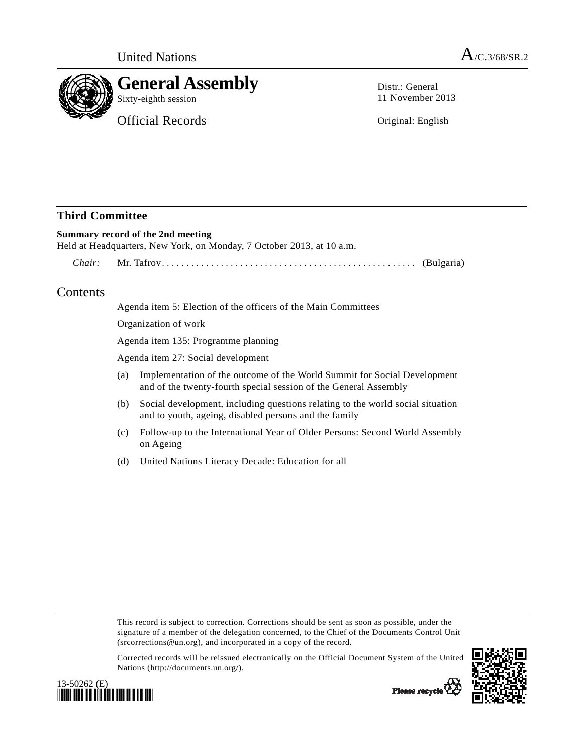United Nations A/C.3/68/SR.2

# General Assembly

Sixty-eighth session

Official Records

Distr.: General
11 November 2013

Original: English

## Third Committee

**Summary record of the 2nd meeting**
Held at Headquarters, New York, on Monday, 7 October 2013, at 10 a.m.

*Chair:* Mr. Tafrov .................................................... (Bulgaria)

## Contents

Agenda item 5: Election of the officers of the Main Committees

Organization of work

Agenda item 135: Programme planning

Agenda item 27: Social development

(a) Implementation of the outcome of the World Summit for Social Development and of the twenty-fourth special session of the General Assembly

(b) Social development, including questions relating to the world social situation and to youth, ageing, disabled persons and the family

(c) Follow-up to the International Year of Older Persons: Second World Assembly on Ageing

(d) United Nations Literacy Decade: Education for all

This record is subject to correction. Corrections should be sent as soon as possible, under the signature of a member of the delegation concerned, to the Chief of the Documents Control Unit (srcorrections@un.org), and incorporated in a copy of the record.

Corrected records will be reissued electronically on the Official Document System of the United Nations (http://documents.un.org/).

13-50262 (E)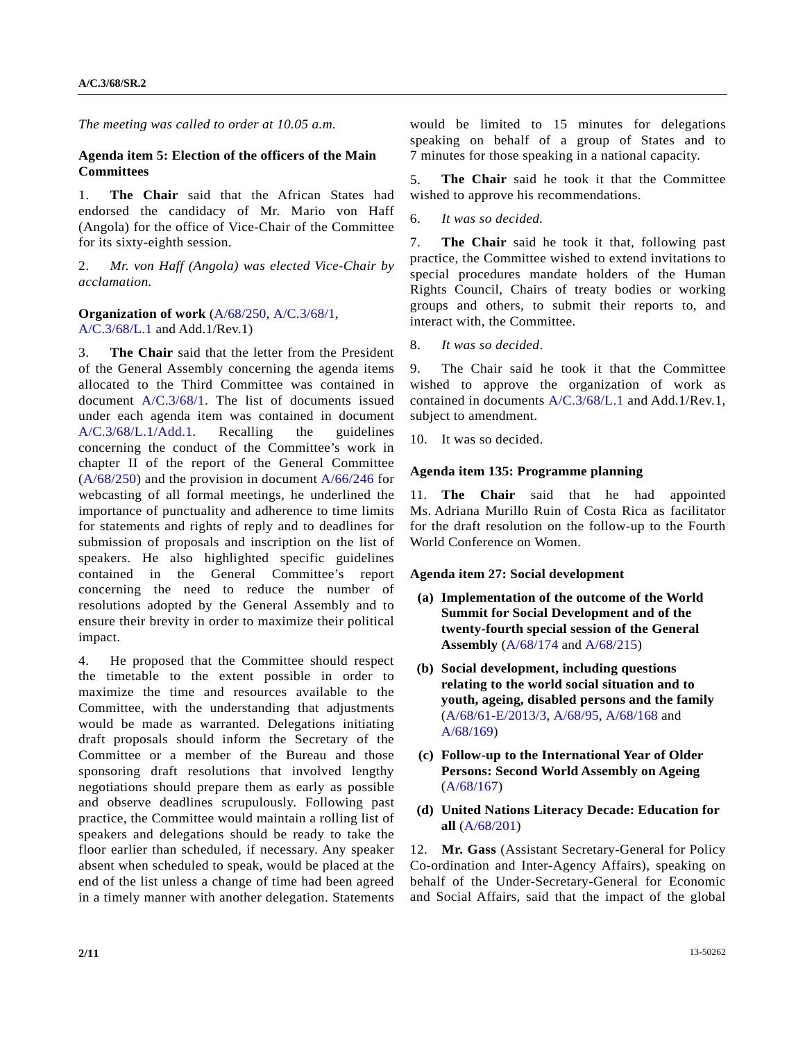*The meeting was called to order at 10.05 a.m.*

**Agenda item 5: Election of the officers of the Main Committees**

1. **The Chair** said that the African States had endorsed the candidacy of Mr. Mario von Haff (Angola) for the office of Vice-Chair of the Committee for its sixty-eighth session.

2. *Mr. von Haff (Angola) was elected Vice-Chair by acclamation.*

**Organization of work** (A/68/250, A/C.3/68/1, A/C.3/68/L.1 and Add.1/Rev.1)

3. **The Chair** said that the letter from the President of the General Assembly concerning the agenda items allocated to the Third Committee was contained in document A/C.3/68/1. The list of documents issued under each agenda item was contained in document A/C.3/68/L.1/Add.1. Recalling the guidelines concerning the conduct of the Committee's work in chapter II of the report of the General Committee (A/68/250) and the provision in document A/66/246 for webcasting of all formal meetings, he underlined the importance of punctuality and adherence to time limits for statements and rights of reply and to deadlines for submission of proposals and inscription on the list of speakers. He also highlighted specific guidelines contained in the General Committee's report concerning the need to reduce the number of resolutions adopted by the General Assembly and to ensure their brevity in order to maximize their political impact.

4. He proposed that the Committee should respect the timetable to the extent possible in order to maximize the time and resources available to the Committee, with the understanding that adjustments would be made as warranted. Delegations initiating draft proposals should inform the Secretary of the Committee or a member of the Bureau and those sponsoring draft resolutions that involved lengthy negotiations should prepare them as early as possible and observe deadlines scrupulously. Following past practice, the Committee would maintain a rolling list of speakers and delegations should be ready to take the floor earlier than scheduled, if necessary. Any speaker absent when scheduled to speak, would be placed at the end of the list unless a change of time had been agreed in a timely manner with another delegation. Statements would be limited to 15 minutes for delegations speaking on behalf of a group of States and to 7 minutes for those speaking in a national capacity.

5. **The Chair** said he took it that the Committee wished to approve his recommendations.

6. *It was so decided.*

7. **The Chair** said he took it that, following past practice, the Committee wished to extend invitations to special procedures mandate holders of the Human Rights Council, Chairs of treaty bodies or working groups and others, to submit their reports to, and interact with, the Committee.

8. *It was so decided*.

9. The Chair said he took it that the Committee wished to approve the organization of work as contained in documents A/C.3/68/L.1 and Add.1/Rev.1, subject to amendment.

10. It was so decided.

**Agenda item 135: Programme planning**

11. **The Chair** said that he had appointed Ms. Adriana Murillo Ruin of Costa Rica as facilitator for the draft resolution on the follow-up to the Fourth World Conference on Women.

**Agenda item 27: Social development**

**(a) Implementation of the outcome of the World Summit for Social Development and of the twenty-fourth special session of the General Assembly** (A/68/174 and A/68/215)

**(b) Social development, including questions relating to the world social situation and to youth, ageing, disabled persons and the family** (A/68/61-E/2013/3, A/68/95, A/68/168 and A/68/169)

**(c) Follow-up to the International Year of Older Persons: Second World Assembly on Ageing** (A/68/167)

**(d) United Nations Literacy Decade: Education for all** (A/68/201)

12. **Mr. Gass** (Assistant Secretary-General for Policy Co-ordination and Inter-Agency Affairs), speaking on behalf of the Under-Secretary-General for Economic and Social Affairs, said that the impact of the global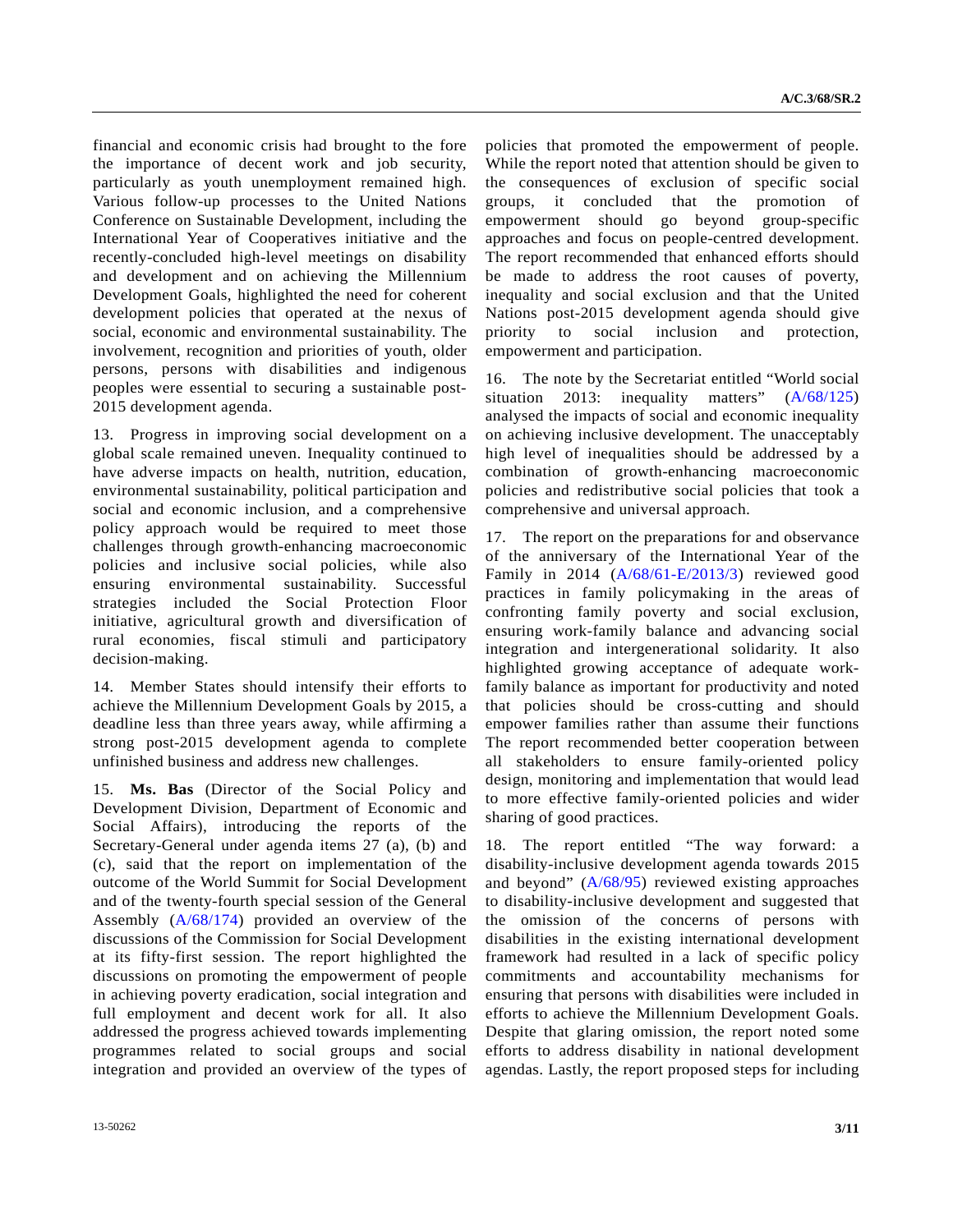financial and economic crisis had brought to the fore the importance of decent work and job security, particularly as youth unemployment remained high. Various follow-up processes to the United Nations Conference on Sustainable Development, including the International Year of Cooperatives initiative and the recently-concluded high-level meetings on disability and development and on achieving the Millennium Development Goals, highlighted the need for coherent development policies that operated at the nexus of social, economic and environmental sustainability. The involvement, recognition and priorities of youth, older persons, persons with disabilities and indigenous peoples were essential to securing a sustainable post-2015 development agenda.

13. Progress in improving social development on a global scale remained uneven. Inequality continued to have adverse impacts on health, nutrition, education, environmental sustainability, political participation and social and economic inclusion, and a comprehensive policy approach would be required to meet those challenges through growth-enhancing macroeconomic policies and inclusive social policies, while also ensuring environmental sustainability. Successful strategies included the Social Protection Floor initiative, agricultural growth and diversification of rural economies, fiscal stimuli and participatory decision-making.

14. Member States should intensify their efforts to achieve the Millennium Development Goals by 2015, a deadline less than three years away, while affirming a strong post-2015 development agenda to complete unfinished business and address new challenges.

15. **Ms. Bas** (Director of the Social Policy and Development Division, Department of Economic and Social Affairs), introducing the reports of the Secretary-General under agenda items 27 (a), (b) and (c), said that the report on implementation of the outcome of the World Summit for Social Development and of the twenty-fourth special session of the General Assembly (A/68/174) provided an overview of the discussions of the Commission for Social Development at its fifty-first session. The report highlighted the discussions on promoting the empowerment of people in achieving poverty eradication, social integration and full employment and decent work for all. It also addressed the progress achieved towards implementing programmes related to social groups and social integration and provided an overview of the types of policies that promoted the empowerment of people. While the report noted that attention should be given to the consequences of exclusion of specific social groups, it concluded that the promotion of empowerment should go beyond group-specific approaches and focus on people-centred development. The report recommended that enhanced efforts should be made to address the root causes of poverty, inequality and social exclusion and that the United Nations post-2015 development agenda should give priority to social inclusion and protection, empowerment and participation.

16. The note by the Secretariat entitled "World social situation 2013: inequality matters" (A/68/125) analysed the impacts of social and economic inequality on achieving inclusive development. The unacceptably high level of inequalities should be addressed by a combination of growth-enhancing macroeconomic policies and redistributive social policies that took a comprehensive and universal approach.

17. The report on the preparations for and observance of the anniversary of the International Year of the Family in 2014 (A/68/61-E/2013/3) reviewed good practices in family policymaking in the areas of confronting family poverty and social exclusion, ensuring work-family balance and advancing social integration and intergenerational solidarity. It also highlighted growing acceptance of adequate work-family balance as important for productivity and noted that policies should be cross-cutting and should empower families rather than assume their functions The report recommended better cooperation between all stakeholders to ensure family-oriented policy design, monitoring and implementation that would lead to more effective family-oriented policies and wider sharing of good practices.

18. The report entitled "The way forward: a disability-inclusive development agenda towards 2015 and beyond" (A/68/95) reviewed existing approaches to disability-inclusive development and suggested that the omission of the concerns of persons with disabilities in the existing international development framework had resulted in a lack of specific policy commitments and accountability mechanisms for ensuring that persons with disabilities were included in efforts to achieve the Millennium Development Goals. Despite that glaring omission, the report noted some efforts to address disability in national development agendas. Lastly, the report proposed steps for including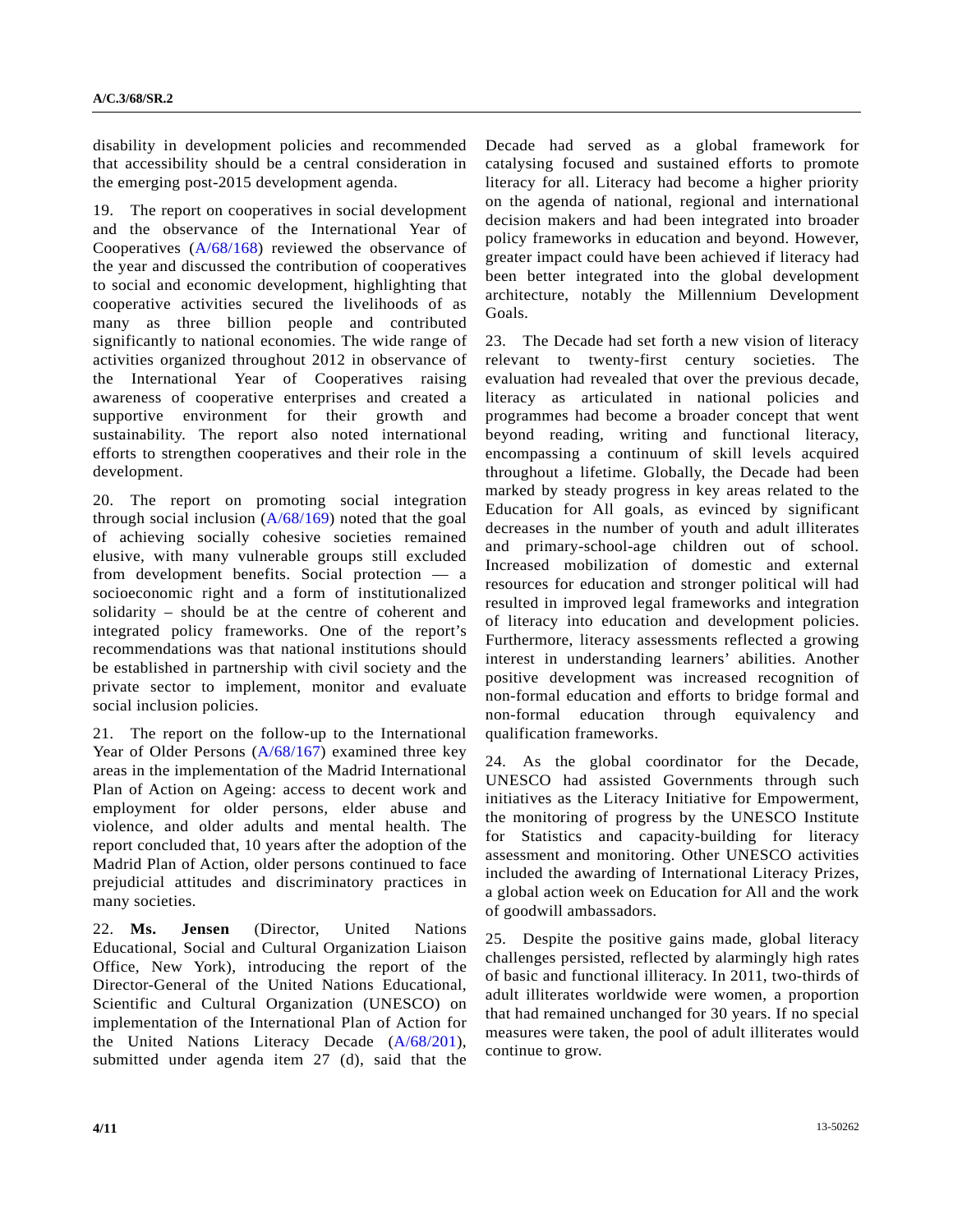disability in development policies and recommended that accessibility should be a central consideration in the emerging post-2015 development agenda.

19. The report on cooperatives in social development and the observance of the International Year of Cooperatives (A/68/168) reviewed the observance of the year and discussed the contribution of cooperatives to social and economic development, highlighting that cooperative activities secured the livelihoods of as many as three billion people and contributed significantly to national economies. The wide range of activities organized throughout 2012 in observance of the International Year of Cooperatives raising awareness of cooperative enterprises and created a supportive environment for their growth and sustainability. The report also noted international efforts to strengthen cooperatives and their role in the development.

20. The report on promoting social integration through social inclusion (A/68/169) noted that the goal of achieving socially cohesive societies remained elusive, with many vulnerable groups still excluded from development benefits. Social protection — a socioeconomic right and a form of institutionalized solidarity – should be at the centre of coherent and integrated policy frameworks. One of the report's recommendations was that national institutions should be established in partnership with civil society and the private sector to implement, monitor and evaluate social inclusion policies.

21. The report on the follow-up to the International Year of Older Persons (A/68/167) examined three key areas in the implementation of the Madrid International Plan of Action on Ageing: access to decent work and employment for older persons, elder abuse and violence, and older adults and mental health. The report concluded that, 10 years after the adoption of the Madrid Plan of Action, older persons continued to face prejudicial attitudes and discriminatory practices in many societies.

22. **Ms. Jensen** (Director, United Nations Educational, Social and Cultural Organization Liaison Office, New York), introducing the report of the Director-General of the United Nations Educational, Scientific and Cultural Organization (UNESCO) on implementation of the International Plan of Action for the United Nations Literacy Decade (A/68/201), submitted under agenda item 27 (d), said that the Decade had served as a global framework for catalysing focused and sustained efforts to promote literacy for all. Literacy had become a higher priority on the agenda of national, regional and international decision makers and had been integrated into broader policy frameworks in education and beyond. However, greater impact could have been achieved if literacy had been better integrated into the global development architecture, notably the Millennium Development Goals.

23. The Decade had set forth a new vision of literacy relevant to twenty-first century societies. The evaluation had revealed that over the previous decade, literacy as articulated in national policies and programmes had become a broader concept that went beyond reading, writing and functional literacy, encompassing a continuum of skill levels acquired throughout a lifetime. Globally, the Decade had been marked by steady progress in key areas related to the Education for All goals, as evinced by significant decreases in the number of youth and adult illiterates and primary-school-age children out of school. Increased mobilization of domestic and external resources for education and stronger political will had resulted in improved legal frameworks and integration of literacy into education and development policies. Furthermore, literacy assessments reflected a growing interest in understanding learners' abilities. Another positive development was increased recognition of non-formal education and efforts to bridge formal and non-formal education through equivalency and qualification frameworks.

24. As the global coordinator for the Decade, UNESCO had assisted Governments through such initiatives as the Literacy Initiative for Empowerment, the monitoring of progress by the UNESCO Institute for Statistics and capacity-building for literacy assessment and monitoring. Other UNESCO activities included the awarding of International Literacy Prizes, a global action week on Education for All and the work of goodwill ambassadors.

25. Despite the positive gains made, global literacy challenges persisted, reflected by alarmingly high rates of basic and functional illiteracy. In 2011, two-thirds of adult illiterates worldwide were women, a proportion that had remained unchanged for 30 years. If no special measures were taken, the pool of adult illiterates would continue to grow.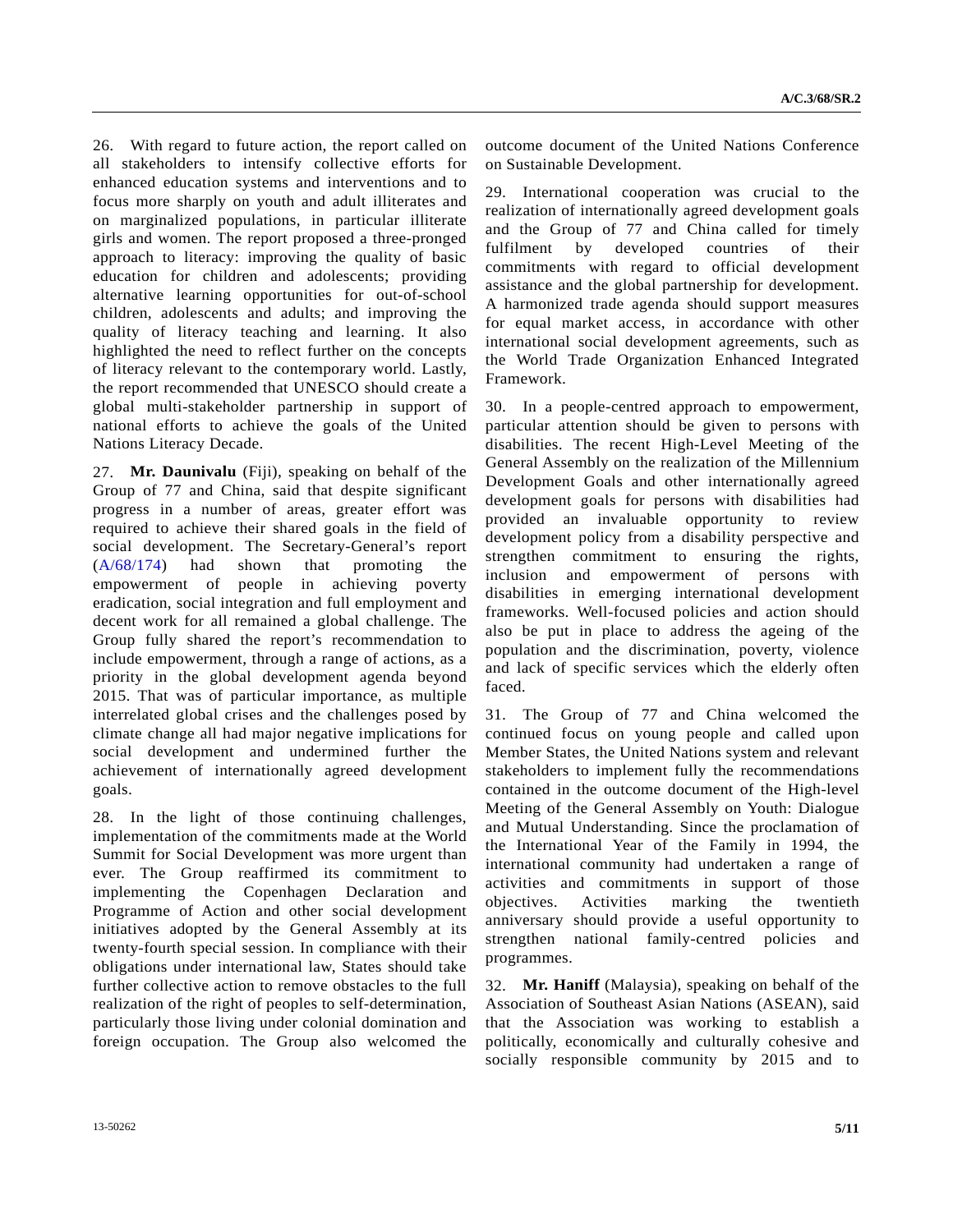26. With regard to future action, the report called on all stakeholders to intensify collective efforts for enhanced education systems and interventions and to focus more sharply on youth and adult illiterates and on marginalized populations, in particular illiterate girls and women. The report proposed a three-pronged approach to literacy: improving the quality of basic education for children and adolescents; providing alternative learning opportunities for out-of-school children, adolescents and adults; and improving the quality of literacy teaching and learning. It also highlighted the need to reflect further on the concepts of literacy relevant to the contemporary world. Lastly, the report recommended that UNESCO should create a global multi-stakeholder partnership in support of national efforts to achieve the goals of the United Nations Literacy Decade.

27. **Mr. Daunivalu** (Fiji), speaking on behalf of the Group of 77 and China, said that despite significant progress in a number of areas, greater effort was required to achieve their shared goals in the field of social development. The Secretary-General's report (A/68/174) had shown that promoting the empowerment of people in achieving poverty eradication, social integration and full employment and decent work for all remained a global challenge. The Group fully shared the report's recommendation to include empowerment, through a range of actions, as a priority in the global development agenda beyond 2015. That was of particular importance, as multiple interrelated global crises and the challenges posed by climate change all had major negative implications for social development and undermined further the achievement of internationally agreed development goals.

28. In the light of those continuing challenges, implementation of the commitments made at the World Summit for Social Development was more urgent than ever. The Group reaffirmed its commitment to implementing the Copenhagen Declaration and Programme of Action and other social development initiatives adopted by the General Assembly at its twenty-fourth special session. In compliance with their obligations under international law, States should take further collective action to remove obstacles to the full realization of the right of peoples to self-determination, particularly those living under colonial domination and foreign occupation. The Group also welcomed the outcome document of the United Nations Conference on Sustainable Development.

29. International cooperation was crucial to the realization of internationally agreed development goals and the Group of 77 and China called for timely fulfilment by developed countries of their commitments with regard to official development assistance and the global partnership for development. A harmonized trade agenda should support measures for equal market access, in accordance with other international social development agreements, such as the World Trade Organization Enhanced Integrated Framework.

30. In a people-centred approach to empowerment, particular attention should be given to persons with disabilities. The recent High-Level Meeting of the General Assembly on the realization of the Millennium Development Goals and other internationally agreed development goals for persons with disabilities had provided an invaluable opportunity to review development policy from a disability perspective and strengthen commitment to ensuring the rights, inclusion and empowerment of persons with disabilities in emerging international development frameworks. Well-focused policies and action should also be put in place to address the ageing of the population and the discrimination, poverty, violence and lack of specific services which the elderly often faced.

31. The Group of 77 and China welcomed the continued focus on young people and called upon Member States, the United Nations system and relevant stakeholders to implement fully the recommendations contained in the outcome document of the High-level Meeting of the General Assembly on Youth: Dialogue and Mutual Understanding. Since the proclamation of the International Year of the Family in 1994, the international community had undertaken a range of activities and commitments in support of those objectives. Activities marking the twentieth anniversary should provide a useful opportunity to strengthen national family-centred policies and programmes.

32. **Mr. Haniff** (Malaysia), speaking on behalf of the Association of Southeast Asian Nations (ASEAN), said that the Association was working to establish a politically, economically and culturally cohesive and socially responsible community by 2015 and to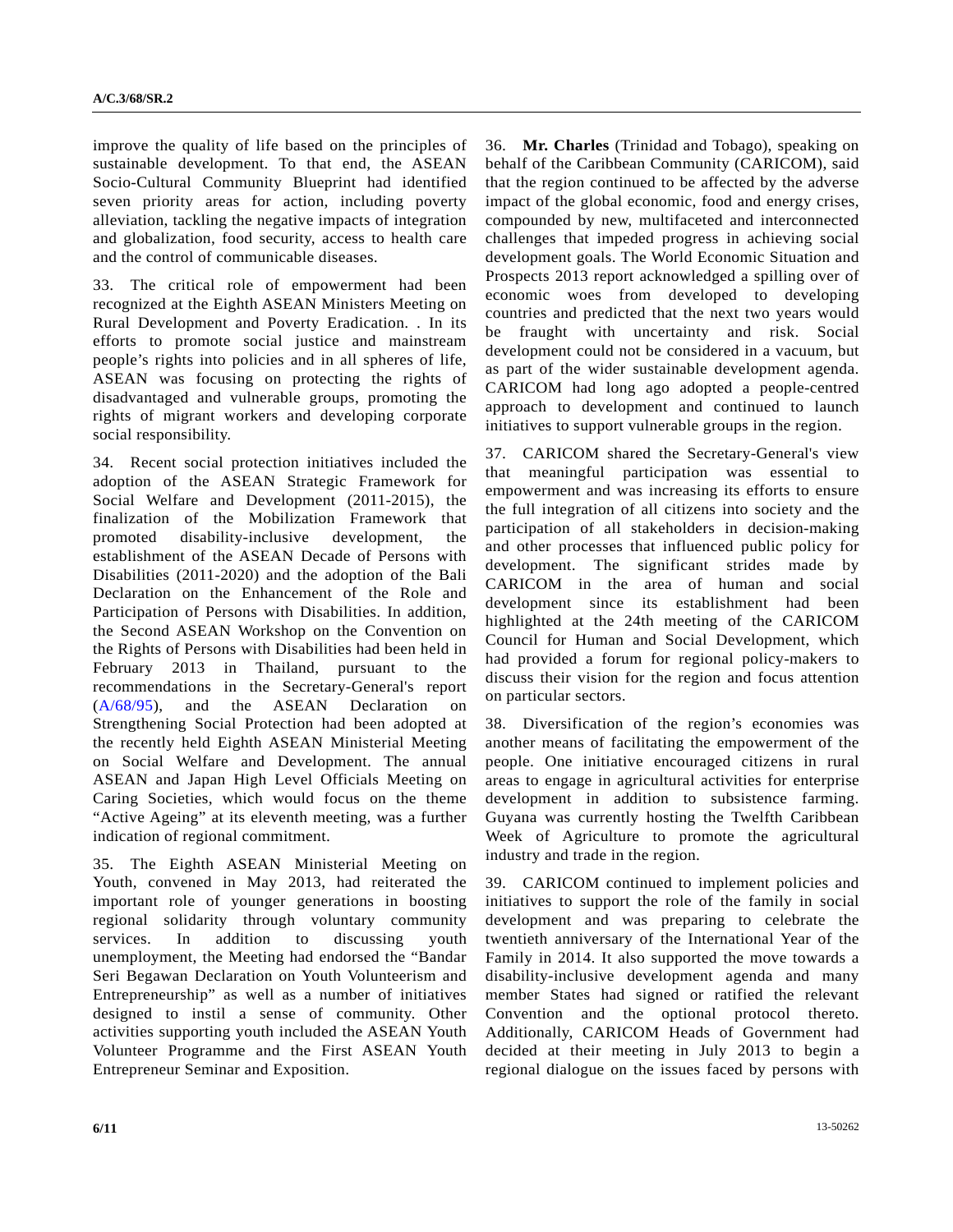improve the quality of life based on the principles of sustainable development. To that end, the ASEAN Socio-Cultural Community Blueprint had identified seven priority areas for action, including poverty alleviation, tackling the negative impacts of integration and globalization, food security, access to health care and the control of communicable diseases.

33. The critical role of empowerment had been recognized at the Eighth ASEAN Ministers Meeting on Rural Development and Poverty Eradication. . In its efforts to promote social justice and mainstream people's rights into policies and in all spheres of life, ASEAN was focusing on protecting the rights of disadvantaged and vulnerable groups, promoting the rights of migrant workers and developing corporate social responsibility.

34. Recent social protection initiatives included the adoption of the ASEAN Strategic Framework for Social Welfare and Development (2011-2015), the finalization of the Mobilization Framework that promoted disability-inclusive development, the establishment of the ASEAN Decade of Persons with Disabilities (2011-2020) and the adoption of the Bali Declaration on the Enhancement of the Role and Participation of Persons with Disabilities. In addition, the Second ASEAN Workshop on the Convention on the Rights of Persons with Disabilities had been held in February 2013 in Thailand, pursuant to the recommendations in the Secretary-General's report (A/68/95), and the ASEAN Declaration on Strengthening Social Protection had been adopted at the recently held Eighth ASEAN Ministerial Meeting on Social Welfare and Development. The annual ASEAN and Japan High Level Officials Meeting on Caring Societies, which would focus on the theme "Active Ageing" at its eleventh meeting, was a further indication of regional commitment.

35. The Eighth ASEAN Ministerial Meeting on Youth, convened in May 2013, had reiterated the important role of younger generations in boosting regional solidarity through voluntary community services. In addition to discussing youth unemployment, the Meeting had endorsed the "Bandar Seri Begawan Declaration on Youth Volunteerism and Entrepreneurship" as well as a number of initiatives designed to instil a sense of community. Other activities supporting youth included the ASEAN Youth Volunteer Programme and the First ASEAN Youth Entrepreneur Seminar and Exposition.

36. **Mr. Charles** (Trinidad and Tobago), speaking on behalf of the Caribbean Community (CARICOM), said that the region continued to be affected by the adverse impact of the global economic, food and energy crises, compounded by new, multifaceted and interconnected challenges that impeded progress in achieving social development goals. The World Economic Situation and Prospects 2013 report acknowledged a spilling over of economic woes from developed to developing countries and predicted that the next two years would be fraught with uncertainty and risk. Social development could not be considered in a vacuum, but as part of the wider sustainable development agenda. CARICOM had long ago adopted a people-centred approach to development and continued to launch initiatives to support vulnerable groups in the region.

37. CARICOM shared the Secretary-General's view that meaningful participation was essential to empowerment and was increasing its efforts to ensure the full integration of all citizens into society and the participation of all stakeholders in decision-making and other processes that influenced public policy for development. The significant strides made by CARICOM in the area of human and social development since its establishment had been highlighted at the 24th meeting of the CARICOM Council for Human and Social Development, which had provided a forum for regional policy-makers to discuss their vision for the region and focus attention on particular sectors.

38. Diversification of the region's economies was another means of facilitating the empowerment of the people. One initiative encouraged citizens in rural areas to engage in agricultural activities for enterprise development in addition to subsistence farming. Guyana was currently hosting the Twelfth Caribbean Week of Agriculture to promote the agricultural industry and trade in the region.

39. CARICOM continued to implement policies and initiatives to support the role of the family in social development and was preparing to celebrate the twentieth anniversary of the International Year of the Family in 2014. It also supported the move towards a disability-inclusive development agenda and many member States had signed or ratified the relevant Convention and the optional protocol thereto. Additionally, CARICOM Heads of Government had decided at their meeting in July 2013 to begin a regional dialogue on the issues faced by persons with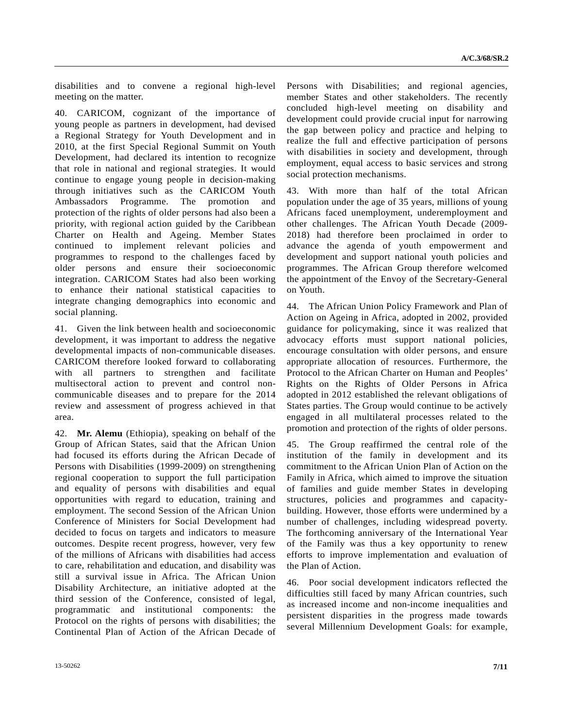disabilities and to convene a regional high-level meeting on the matter.

40. CARICOM, cognizant of the importance of young people as partners in development, had devised a Regional Strategy for Youth Development and in 2010, at the first Special Regional Summit on Youth Development, had declared its intention to recognize that role in national and regional strategies. It would continue to engage young people in decision-making through initiatives such as the CARICOM Youth Ambassadors Programme. The promotion and protection of the rights of older persons had also been a priority, with regional action guided by the Caribbean Charter on Health and Ageing. Member States continued to implement relevant policies and programmes to respond to the challenges faced by older persons and ensure their socioeconomic integration. CARICOM States had also been working to enhance their national statistical capacities to integrate changing demographics into economic and social planning.

41. Given the link between health and socioeconomic development, it was important to address the negative developmental impacts of non-communicable diseases. CARICOM therefore looked forward to collaborating with all partners to strengthen and facilitate multisectoral action to prevent and control non-communicable diseases and to prepare for the 2014 review and assessment of progress achieved in that area.

42. **Mr. Alemu** (Ethiopia), speaking on behalf of the Group of African States, said that the African Union had focused its efforts during the African Decade of Persons with Disabilities (1999-2009) on strengthening regional cooperation to support the full participation and equality of persons with disabilities and equal opportunities with regard to education, training and employment. The second Session of the African Union Conference of Ministers for Social Development had decided to focus on targets and indicators to measure outcomes. Despite recent progress, however, very few of the millions of Africans with disabilities had access to care, rehabilitation and education, and disability was still a survival issue in Africa. The African Union Disability Architecture, an initiative adopted at the third session of the Conference, consisted of legal, programmatic and institutional components: the Protocol on the rights of persons with disabilities; the Continental Plan of Action of the African Decade of Persons with Disabilities; and regional agencies, member States and other stakeholders. The recently concluded high-level meeting on disability and development could provide crucial input for narrowing the gap between policy and practice and helping to realize the full and effective participation of persons with disabilities in society and development, through employment, equal access to basic services and strong social protection mechanisms.

43. With more than half of the total African population under the age of 35 years, millions of young Africans faced unemployment, underemployment and other challenges. The African Youth Decade (2009-2018) had therefore been proclaimed in order to advance the agenda of youth empowerment and development and support national youth policies and programmes. The African Group therefore welcomed the appointment of the Envoy of the Secretary-General on Youth.

44. The African Union Policy Framework and Plan of Action on Ageing in Africa, adopted in 2002, provided guidance for policymaking, since it was realized that advocacy efforts must support national policies, encourage consultation with older persons, and ensure appropriate allocation of resources. Furthermore, the Protocol to the African Charter on Human and Peoples' Rights on the Rights of Older Persons in Africa adopted in 2012 established the relevant obligations of States parties. The Group would continue to be actively engaged in all multilateral processes related to the promotion and protection of the rights of older persons.

45. The Group reaffirmed the central role of the institution of the family in development and its commitment to the African Union Plan of Action on the Family in Africa, which aimed to improve the situation of families and guide member States in developing structures, policies and programmes and capacity-building. However, those efforts were undermined by a number of challenges, including widespread poverty. The forthcoming anniversary of the International Year of the Family was thus a key opportunity to renew efforts to improve implementation and evaluation of the Plan of Action.

46. Poor social development indicators reflected the difficulties still faced by many African countries, such as increased income and non-income inequalities and persistent disparities in the progress made towards several Millennium Development Goals: for example,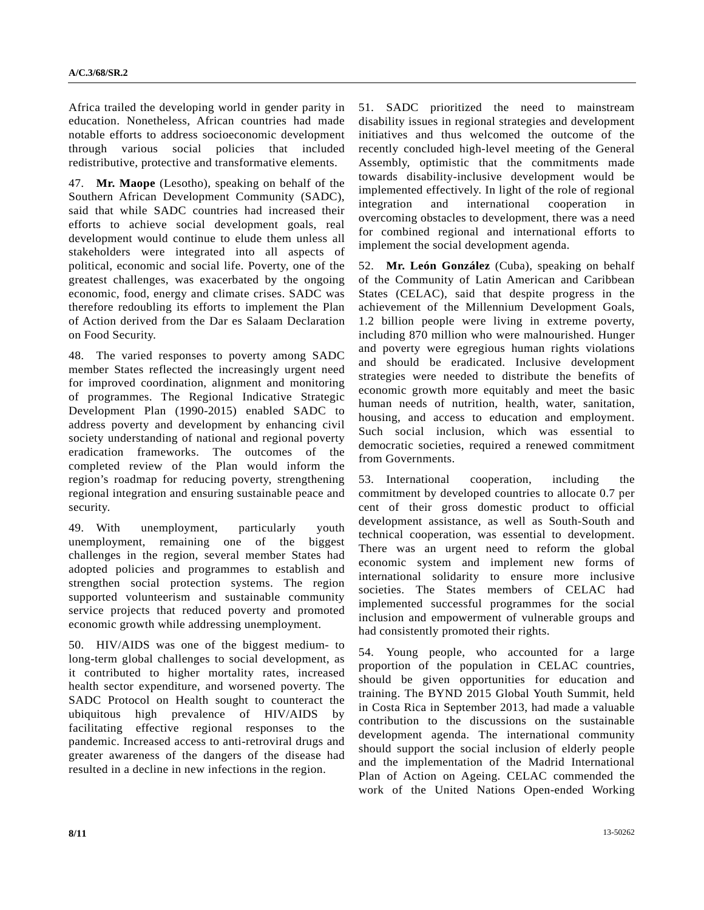Africa trailed the developing world in gender parity in education. Nonetheless, African countries had made notable efforts to address socioeconomic development through various social policies that included redistributive, protective and transformative elements.

47. **Mr. Maope** (Lesotho), speaking on behalf of the Southern African Development Community (SADC), said that while SADC countries had increased their efforts to achieve social development goals, real development would continue to elude them unless all stakeholders were integrated into all aspects of political, economic and social life. Poverty, one of the greatest challenges, was exacerbated by the ongoing economic, food, energy and climate crises. SADC was therefore redoubling its efforts to implement the Plan of Action derived from the Dar es Salaam Declaration on Food Security.

48. The varied responses to poverty among SADC member States reflected the increasingly urgent need for improved coordination, alignment and monitoring of programmes. The Regional Indicative Strategic Development Plan (1990-2015) enabled SADC to address poverty and development by enhancing civil society understanding of national and regional poverty eradication frameworks. The outcomes of the completed review of the Plan would inform the region's roadmap for reducing poverty, strengthening regional integration and ensuring sustainable peace and security.

49. With unemployment, particularly youth unemployment, remaining one of the biggest challenges in the region, several member States had adopted policies and programmes to establish and strengthen social protection systems. The region supported volunteerism and sustainable community service projects that reduced poverty and promoted economic growth while addressing unemployment.

50. HIV/AIDS was one of the biggest medium- to long-term global challenges to social development, as it contributed to higher mortality rates, increased health sector expenditure, and worsened poverty. The SADC Protocol on Health sought to counteract the ubiquitous high prevalence of HIV/AIDS by facilitating effective regional responses to the pandemic. Increased access to anti-retroviral drugs and greater awareness of the dangers of the disease had resulted in a decline in new infections in the region.

51. SADC prioritized the need to mainstream disability issues in regional strategies and development initiatives and thus welcomed the outcome of the recently concluded high-level meeting of the General Assembly, optimistic that the commitments made towards disability-inclusive development would be implemented effectively. In light of the role of regional integration and international cooperation in overcoming obstacles to development, there was a need for combined regional and international efforts to implement the social development agenda.

52. **Mr. León González** (Cuba), speaking on behalf of the Community of Latin American and Caribbean States (CELAC), said that despite progress in the achievement of the Millennium Development Goals, 1.2 billion people were living in extreme poverty, including 870 million who were malnourished. Hunger and poverty were egregious human rights violations and should be eradicated. Inclusive development strategies were needed to distribute the benefits of economic growth more equitably and meet the basic human needs of nutrition, health, water, sanitation, housing, and access to education and employment. Such social inclusion, which was essential to democratic societies, required a renewed commitment from Governments.

53. International cooperation, including the commitment by developed countries to allocate 0.7 per cent of their gross domestic product to official development assistance, as well as South-South and technical cooperation, was essential to development. There was an urgent need to reform the global economic system and implement new forms of international solidarity to ensure more inclusive societies. The States members of CELAC had implemented successful programmes for the social inclusion and empowerment of vulnerable groups and had consistently promoted their rights.

54. Young people, who accounted for a large proportion of the population in CELAC countries, should be given opportunities for education and training. The BYND 2015 Global Youth Summit, held in Costa Rica in September 2013, had made a valuable contribution to the discussions on the sustainable development agenda. The international community should support the social inclusion of elderly people and the implementation of the Madrid International Plan of Action on Ageing. CELAC commended the work of the United Nations Open-ended Working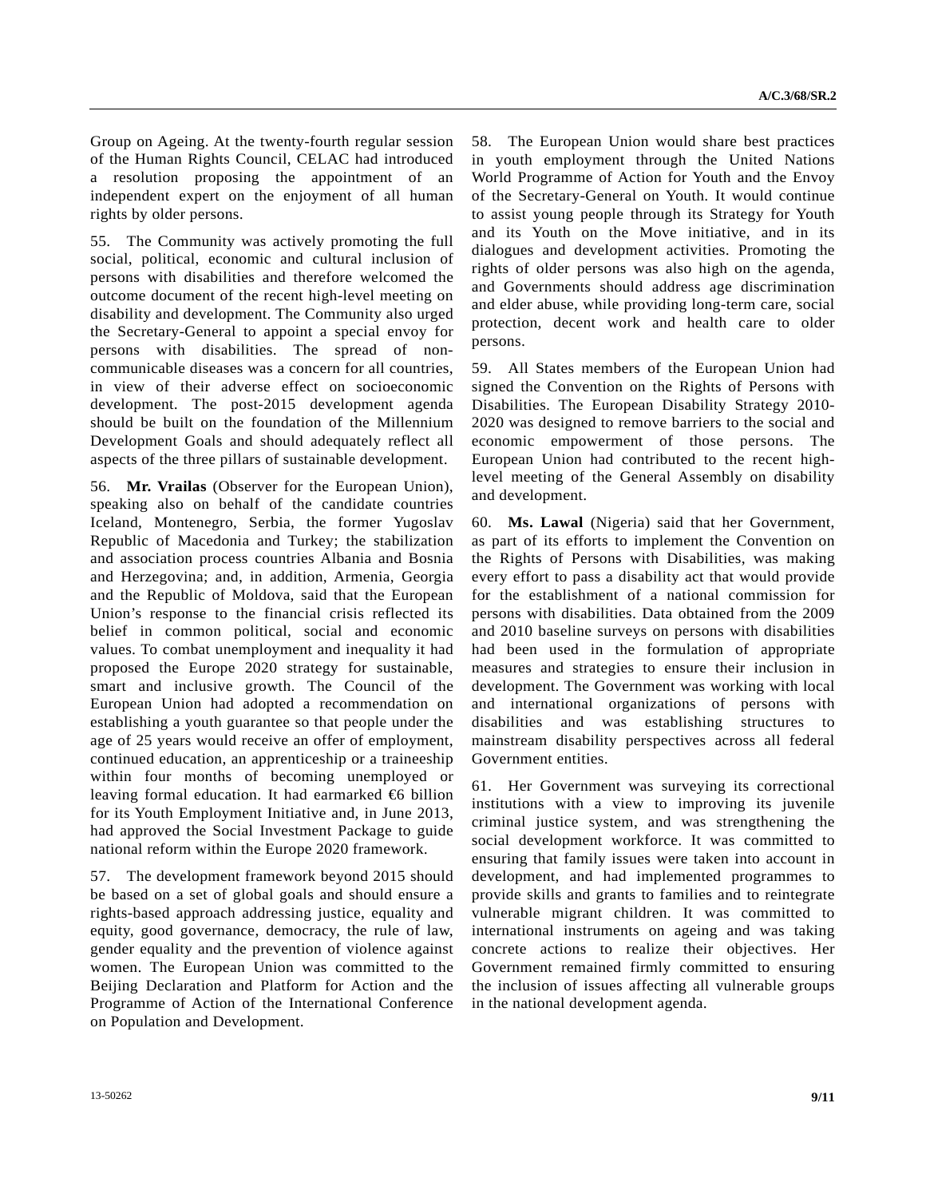Group on Ageing. At the twenty-fourth regular session of the Human Rights Council, CELAC had introduced a resolution proposing the appointment of an independent expert on the enjoyment of all human rights by older persons.

55. The Community was actively promoting the full social, political, economic and cultural inclusion of persons with disabilities and therefore welcomed the outcome document of the recent high-level meeting on disability and development. The Community also urged the Secretary-General to appoint a special envoy for persons with disabilities. The spread of non-communicable diseases was a concern for all countries, in view of their adverse effect on socioeconomic development. The post-2015 development agenda should be built on the foundation of the Millennium Development Goals and should adequately reflect all aspects of the three pillars of sustainable development.

56. **Mr. Vrailas** (Observer for the European Union), speaking also on behalf of the candidate countries Iceland, Montenegro, Serbia, the former Yugoslav Republic of Macedonia and Turkey; the stabilization and association process countries Albania and Bosnia and Herzegovina; and, in addition, Armenia, Georgia and the Republic of Moldova, said that the European Union's response to the financial crisis reflected its belief in common political, social and economic values. To combat unemployment and inequality it had proposed the Europe 2020 strategy for sustainable, smart and inclusive growth. The Council of the European Union had adopted a recommendation on establishing a youth guarantee so that people under the age of 25 years would receive an offer of employment, continued education, an apprenticeship or a traineeship within four months of becoming unemployed or leaving formal education. It had earmarked €6 billion for its Youth Employment Initiative and, in June 2013, had approved the Social Investment Package to guide national reform within the Europe 2020 framework.

57. The development framework beyond 2015 should be based on a set of global goals and should ensure a rights-based approach addressing justice, equality and equity, good governance, democracy, the rule of law, gender equality and the prevention of violence against women. The European Union was committed to the Beijing Declaration and Platform for Action and the Programme of Action of the International Conference on Population and Development.

58. The European Union would share best practices in youth employment through the United Nations World Programme of Action for Youth and the Envoy of the Secretary-General on Youth. It would continue to assist young people through its Strategy for Youth and its Youth on the Move initiative, and in its dialogues and development activities. Promoting the rights of older persons was also high on the agenda, and Governments should address age discrimination and elder abuse, while providing long-term care, social protection, decent work and health care to older persons.

59. All States members of the European Union had signed the Convention on the Rights of Persons with Disabilities. The European Disability Strategy 2010-2020 was designed to remove barriers to the social and economic empowerment of those persons. The European Union had contributed to the recent high-level meeting of the General Assembly on disability and development.

60. **Ms. Lawal** (Nigeria) said that her Government, as part of its efforts to implement the Convention on the Rights of Persons with Disabilities, was making every effort to pass a disability act that would provide for the establishment of a national commission for persons with disabilities. Data obtained from the 2009 and 2010 baseline surveys on persons with disabilities had been used in the formulation of appropriate measures and strategies to ensure their inclusion in development. The Government was working with local and international organizations of persons with disabilities and was establishing structures to mainstream disability perspectives across all federal Government entities.

61. Her Government was surveying its correctional institutions with a view to improving its juvenile criminal justice system, and was strengthening the social development workforce. It was committed to ensuring that family issues were taken into account in development, and had implemented programmes to provide skills and grants to families and to reintegrate vulnerable migrant children. It was committed to international instruments on ageing and was taking concrete actions to realize their objectives. Her Government remained firmly committed to ensuring the inclusion of issues affecting all vulnerable groups in the national development agenda.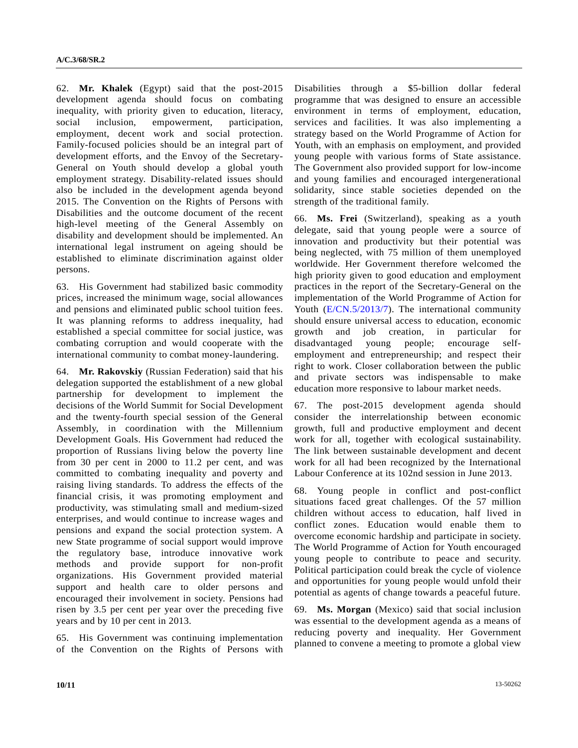62. **Mr. Khalek** (Egypt) said that the post-2015 development agenda should focus on combating inequality, with priority given to education, literacy, social inclusion, empowerment, participation, employment, decent work and social protection. Family-focused policies should be an integral part of development efforts, and the Envoy of the Secretary-General on Youth should develop a global youth employment strategy. Disability-related issues should also be included in the development agenda beyond 2015. The Convention on the Rights of Persons with Disabilities and the outcome document of the recent high-level meeting of the General Assembly on disability and development should be implemented. An international legal instrument on ageing should be established to eliminate discrimination against older persons.

63. His Government had stabilized basic commodity prices, increased the minimum wage, social allowances and pensions and eliminated public school tuition fees. It was planning reforms to address inequality, had established a special committee for social justice, was combating corruption and would cooperate with the international community to combat money-laundering.

64. **Mr. Rakovskiy** (Russian Federation) said that his delegation supported the establishment of a new global partnership for development to implement the decisions of the World Summit for Social Development and the twenty-fourth special session of the General Assembly, in coordination with the Millennium Development Goals. His Government had reduced the proportion of Russians living below the poverty line from 30 per cent in 2000 to 11.2 per cent, and was committed to combating inequality and poverty and raising living standards. To address the effects of the financial crisis, it was promoting employment and productivity, was stimulating small and medium-sized enterprises, and would continue to increase wages and pensions and expand the social protection system. A new State programme of social support would improve the regulatory base, introduce innovative work methods and provide support for non-profit organizations. His Government provided material support and health care to older persons and encouraged their involvement in society. Pensions had risen by 3.5 per cent per year over the preceding five years and by 10 per cent in 2013.

65. His Government was continuing implementation of the Convention on the Rights of Persons with Disabilities through a $5-billion dollar federal programme that was designed to ensure an accessible environment in terms of employment, education, services and facilities. It was also implementing a strategy based on the World Programme of Action for Youth, with an emphasis on employment, and provided young people with various forms of State assistance. The Government also provided support for low-income and young families and encouraged intergenerational solidarity, since stable societies depended on the strength of the traditional family.

66. **Ms. Frei** (Switzerland), speaking as a youth delegate, said that young people were a source of innovation and productivity but their potential was being neglected, with 75 million of them unemployed worldwide. Her Government therefore welcomed the high priority given to good education and employment practices in the report of the Secretary-General on the implementation of the World Programme of Action for Youth (E/CN.5/2013/7). The international community should ensure universal access to education, economic growth and job creation, in particular for disadvantaged young people; encourage self-employment and entrepreneurship; and respect their right to work. Closer collaboration between the public and private sectors was indispensable to make education more responsive to labour market needs.

67. The post-2015 development agenda should consider the interrelationship between economic growth, full and productive employment and decent work for all, together with ecological sustainability. The link between sustainable development and decent work for all had been recognized by the International Labour Conference at its 102nd session in June 2013.

68. Young people in conflict and post-conflict situations faced great challenges. Of the 57 million children without access to education, half lived in conflict zones. Education would enable them to overcome economic hardship and participate in society. The World Programme of Action for Youth encouraged young people to contribute to peace and security. Political participation could break the cycle of violence and opportunities for young people would unfold their potential as agents of change towards a peaceful future.

69. **Ms. Morgan** (Mexico) said that social inclusion was essential to the development agenda as a means of reducing poverty and inequality. Her Government planned to convene a meeting to promote a global view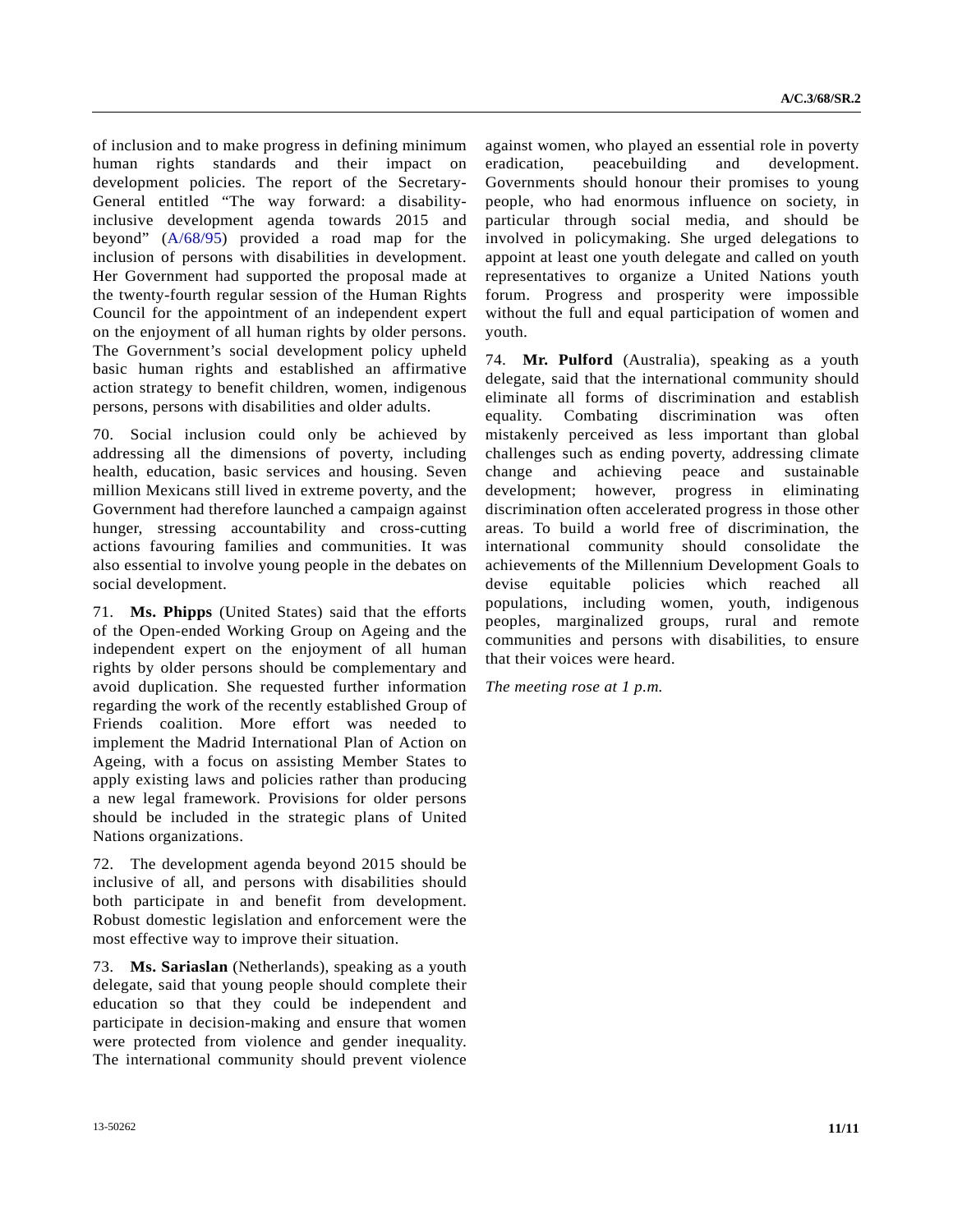of inclusion and to make progress in defining minimum human rights standards and their impact on development policies. The report of the Secretary-General entitled "The way forward: a disability-inclusive development agenda towards 2015 and beyond" (A/68/95) provided a road map for the inclusion of persons with disabilities in development. Her Government had supported the proposal made at the twenty-fourth regular session of the Human Rights Council for the appointment of an independent expert on the enjoyment of all human rights by older persons. The Government's social development policy upheld basic human rights and established an affirmative action strategy to benefit children, women, indigenous persons, persons with disabilities and older adults.

70. Social inclusion could only be achieved by addressing all the dimensions of poverty, including health, education, basic services and housing. Seven million Mexicans still lived in extreme poverty, and the Government had therefore launched a campaign against hunger, stressing accountability and cross-cutting actions favouring families and communities. It was also essential to involve young people in the debates on social development.

71. **Ms. Phipps** (United States) said that the efforts of the Open-ended Working Group on Ageing and the independent expert on the enjoyment of all human rights by older persons should be complementary and avoid duplication. She requested further information regarding the work of the recently established Group of Friends coalition. More effort was needed to implement the Madrid International Plan of Action on Ageing, with a focus on assisting Member States to apply existing laws and policies rather than producing a new legal framework. Provisions for older persons should be included in the strategic plans of United Nations organizations.

72. The development agenda beyond 2015 should be inclusive of all, and persons with disabilities should both participate in and benefit from development. Robust domestic legislation and enforcement were the most effective way to improve their situation.

73. **Ms. Sariaslan** (Netherlands), speaking as a youth delegate, said that young people should complete their education so that they could be independent and participate in decision-making and ensure that women were protected from violence and gender inequality. The international community should prevent violence against women, who played an essential role in poverty eradication, peacebuilding and development. Governments should honour their promises to young people, who had enormous influence on society, in particular through social media, and should be involved in policymaking. She urged delegations to appoint at least one youth delegate and called on youth representatives to organize a United Nations youth forum. Progress and prosperity were impossible without the full and equal participation of women and youth.

74. **Mr. Pulford** (Australia), speaking as a youth delegate, said that the international community should eliminate all forms of discrimination and establish equality. Combating discrimination was often mistakenly perceived as less important than global challenges such as ending poverty, addressing climate change and achieving peace and sustainable development; however, progress in eliminating discrimination often accelerated progress in those other areas. To build a world free of discrimination, the international community should consolidate the achievements of the Millennium Development Goals to devise equitable policies which reached all populations, including women, youth, indigenous peoples, marginalized groups, rural and remote communities and persons with disabilities, to ensure that their voices were heard.

*The meeting rose at 1 p.m.*